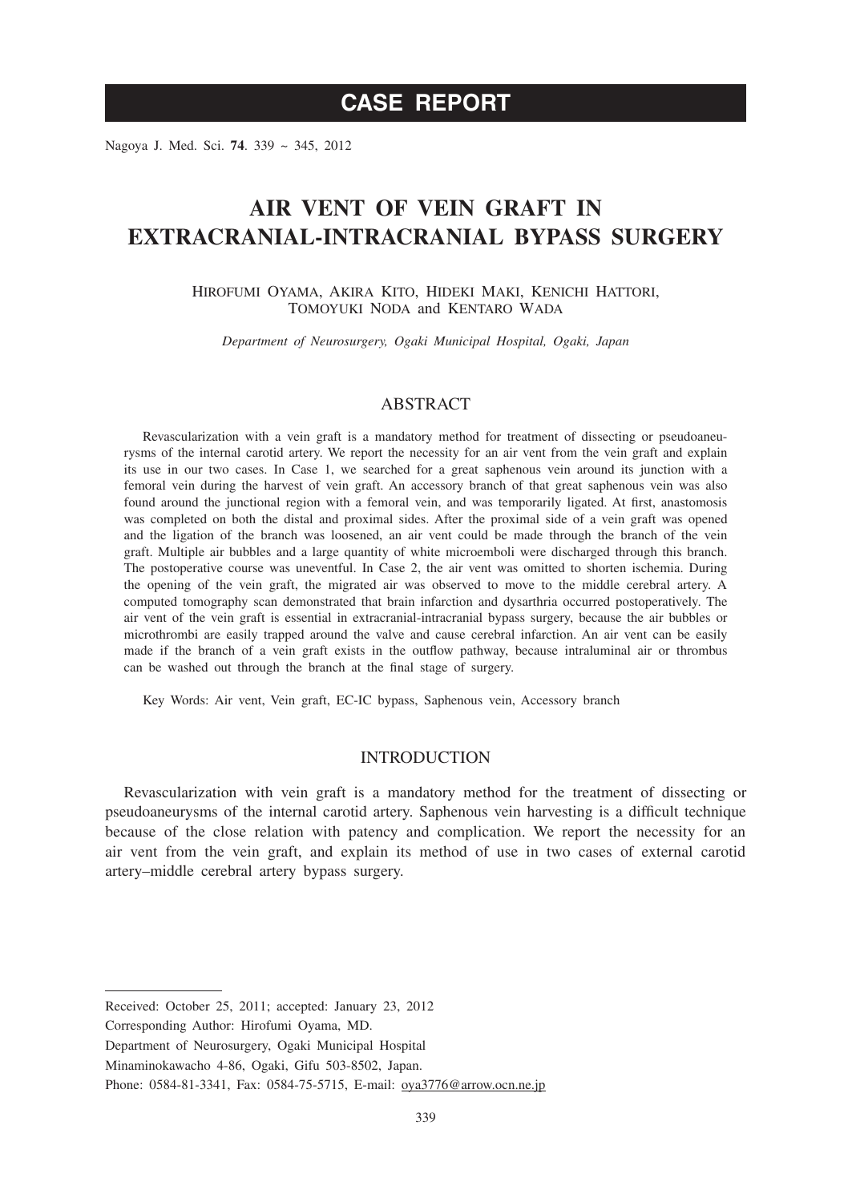**CASE REPORT**

# AIR VENT OF VEIN GRAFT IN EXTRACRANIAL-INTRACRANIAL BYPASS SURGERY

HIROFUMI OYAMA, AKIRA KITO, HIDEKI MAKI, KENICHI HATTORI, TOMOYUKI NODA and KENTARO WADA

*Department of Neurosurgery, Ogaki Municipal Hospital, Ogaki, Japan*

## ABSTRACT

Revascularization with a vein graft is a mandatory method for treatment of dissecting or pseudoaneurysms of the internal carotid artery. We report the necessity for an air vent from the vein graft and explain its use in our two cases. In Case 1, we searched for a great saphenous vein around its junction with a femoral vein during the harvest of vein graft. An accessory branch of that great saphenous vein was also found around the junctional region with a femoral vein, and was temporarily ligated. At first, anastomosis was completed on both the distal and proximal sides. After the proximal side of a vein graft was opened and the ligation of the branch was loosened, an air vent could be made through the branch of the vein graft. Multiple air bubbles and a large quantity of white microemboli were discharged through this branch. The postoperative course was uneventful. In Case 2, the air vent was omitted to shorten ischemia. During the opening of the vein graft, the migrated air was observed to move to the middle cerebral artery. A computed tomography scan demonstrated that brain infarction and dysarthria occurred postoperatively. The air vent of the vein graft is essential in extracranial-intracranial bypass surgery, because the air bubbles or microthrombi are easily trapped around the valve and cause cerebral infarction. An air vent can be easily made if the branch of a vein graft exists in the outflow pathway, because intraluminal air or thrombus can be washed out through the branch at the final stage of surgery.

Key Words: Air vent, Vein graft, EC-IC bypass, Saphenous vein, Accessory branch

## INTRODUCTION

Revascularization with vein graft is a mandatory method for the treatment of dissecting or pseudoaneurysms of the internal carotid artery. Saphenous vein harvesting is a difficult technique because of the close relation with patency and complication. We report the necessity for an air vent from the vein graft, and explain its method of use in two cases of external carotid artery–middle cerebral artery bypass surgery.

---

Received: October 25, 2011; accepted: January 23, 2012

Corresponding Author: Hirofumi Oyama, MD.

Department of Neurosurgery, Ogaki Municipal Hospital

Minaminokawacho 4-86, Ogaki, Gifu 503-8502, Japan.

Phone: 0584-81-3341, Fax: 0584-75-5715, E-mail: oya3776@arrow.ocn.ne.jp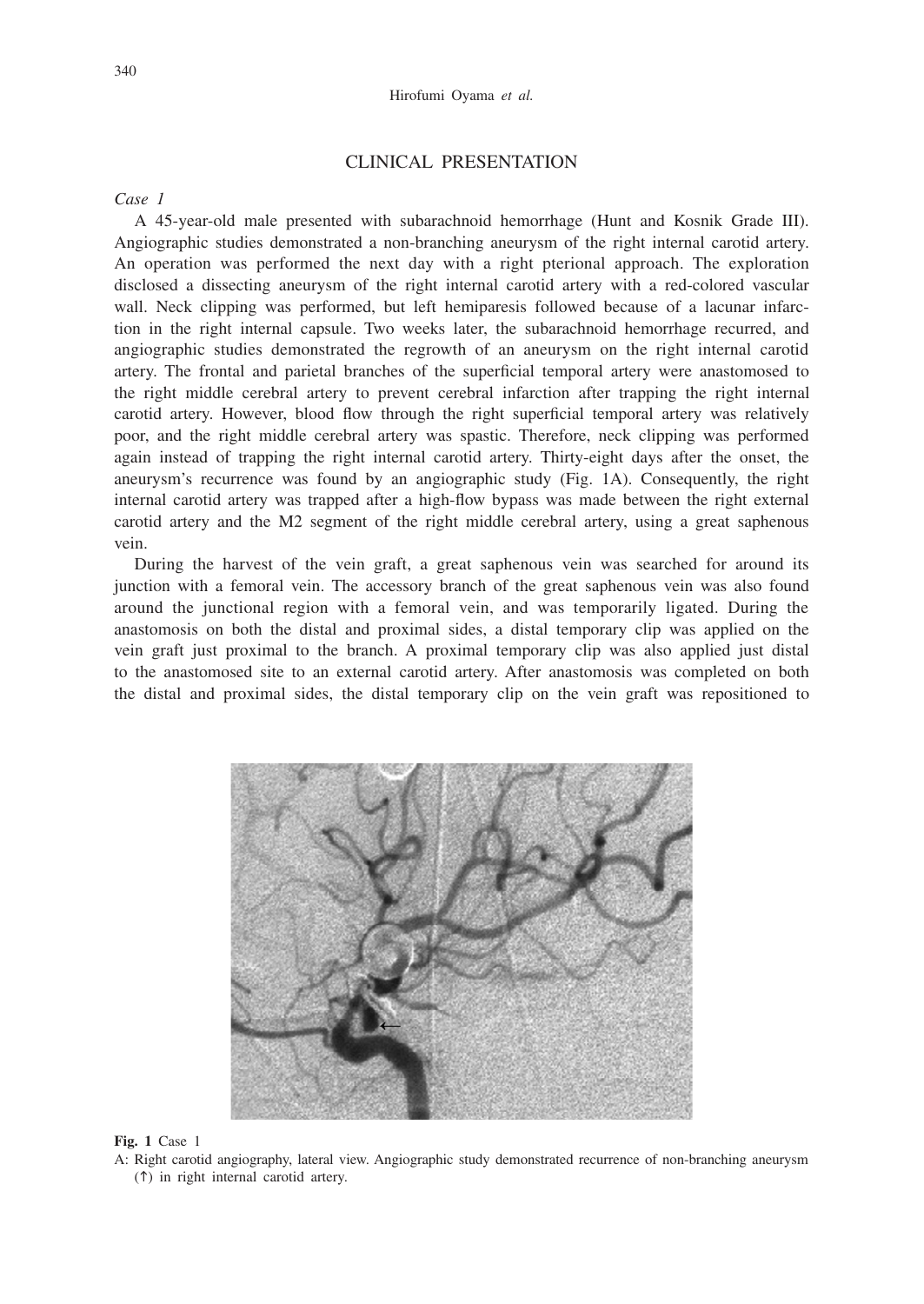## CLINICAL PRESENTATION

*Case 1*

A 45-year-old male presented with subarachnoid hemorrhage (Hunt and Kosnik Grade III). Angiographic studies demonstrated a non-branching aneurysm of the right internal carotid artery. An operation was performed the next day with a right pterional approach. The exploration disclosed a dissecting aneurysm of the right internal carotid artery with a red-colored vascular wall. Neck clipping was performed, but left hemiparesis followed because of a lacunar infarction in the right internal capsule. Two weeks later, the subarachnoid hemorrhage recurred, and angiographic studies demonstrated the regrowth of an aneurysm on the right internal carotid artery. The frontal and parietal branches of the superficial temporal artery were anastomosed to the right middle cerebral artery to prevent cerebral infarction after trapping the right internal carotid artery. However, blood flow through the right superficial temporal artery was relatively poor, and the right middle cerebral artery was spastic. Therefore, neck clipping was performed again instead of trapping the right internal carotid artery. Thirty-eight days after the onset, the aneurysm's recurrence was found by an angiographic study (Fig. 1A). Consequently, the right internal carotid artery was trapped after a high-flow bypass was made between the right external carotid artery and the M2 segment of the right middle cerebral artery, using a great saphenous vein.

During the harvest of the vein graft, a great saphenous vein was searched for around its junction with a femoral vein. The accessory branch of the great saphenous vein was also found around the junctional region with a femoral vein, and was temporarily ligated. During the anastomosis on both the distal and proximal sides, a distal temporary clip was applied on the vein graft just proximal to the branch. A proximal temporary clip was also applied just distal to the anastomosed site to an external carotid artery. After anastomosis was completed on both the distal and proximal sides, the distal temporary clip on the vein graft was repositioned to

**Fig. 1** Case 1

A: Right carotid angiography, lateral view. Angiographic study demonstrated recurrence of non-branching aneurysm (↑) in right internal carotid artery.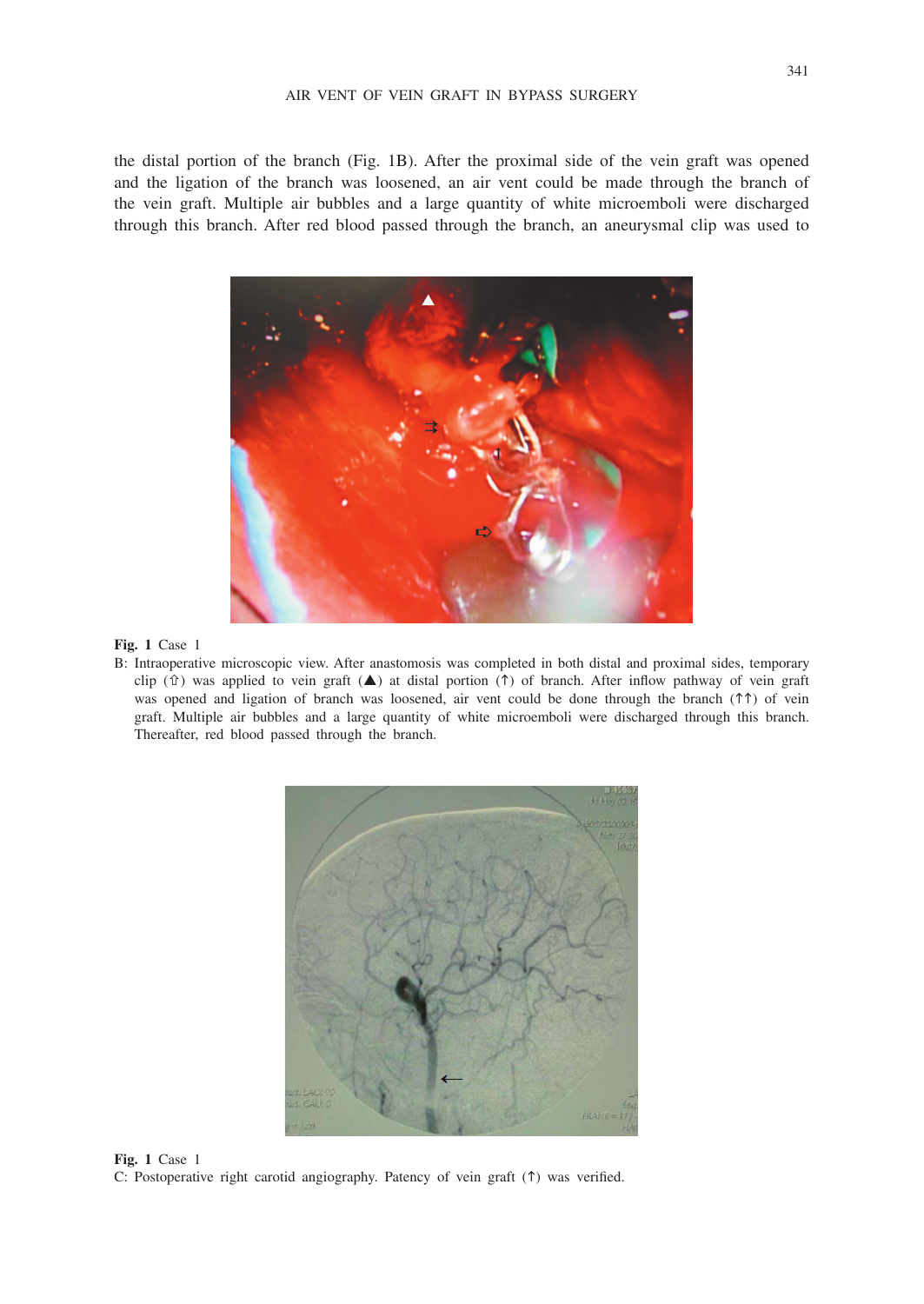the distal portion of the branch (Fig. 1B). After the proximal side of the vein graft was opened and the ligation of the branch was loosened, an air vent could be made through the branch of the vein graft. Multiple air bubbles and a large quantity of white microemboli were discharged through this branch. After red blood passed through the branch, an aneurysmal clip was used to

**Fig. 1** Case 1

B: Intraoperative microscopic view. After anastomosis was completed in both distal and proximal sides, temporary clip (⇧) was applied to vein graft (▲) at distal portion (↑) of branch. After inflow pathway of vein graft was opened and ligation of branch was loosened, air vent could be done through the branch (↑↑) of vein graft. Multiple air bubbles and a large quantity of white microemboli were discharged through this branch. Thereafter, red blood passed through the branch.

**Fig. 1** Case 1

C: Postoperative right carotid angiography. Patency of vein graft (↑) was verified.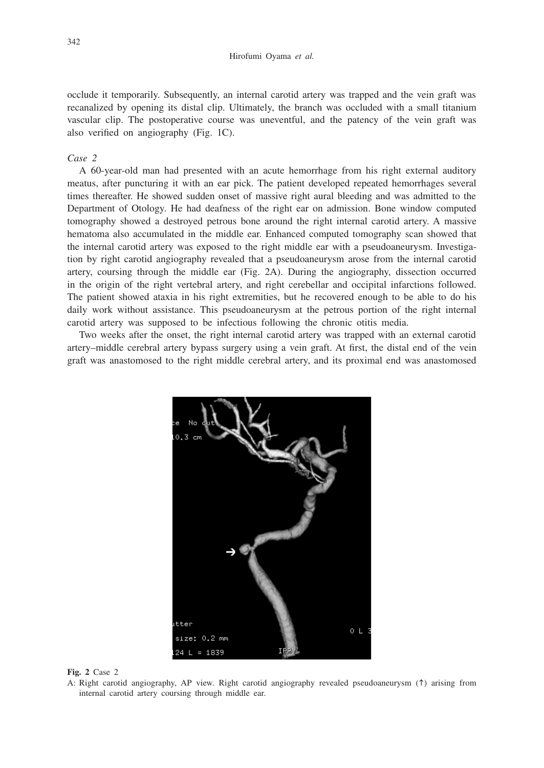occlude it temporarily. Subsequently, an internal carotid artery was trapped and the vein graft was recanalized by opening its distal clip. Ultimately, the branch was occluded with a small titanium vascular clip. The postoperative course was uneventful, and the patency of the vein graft was also verified on angiography (Fig. 1C).

*Case 2*

A 60-year-old man had presented with an acute hemorrhage from his right external auditory meatus, after puncturing it with an ear pick. The patient developed repeated hemorrhages several times thereafter. He showed sudden onset of massive right aural bleeding and was admitted to the Department of Otology. He had deafness of the right ear on admission. Bone window computed tomography showed a destroyed petrous bone around the right internal carotid artery. A massive hematoma also accumulated in the middle ear. Enhanced computed tomography scan showed that the internal carotid artery was exposed to the right middle ear with a pseudoaneurysm. Investigation by right carotid angiography revealed that a pseudoaneurysm arose from the internal carotid artery, coursing through the middle ear (Fig. 2A). During the angiography, dissection occurred in the origin of the right vertebral artery, and right cerebellar and occipital infarctions followed. The patient showed ataxia in his right extremities, but he recovered enough to be able to do his daily work without assistance. This pseudoaneurysm at the petrous portion of the right internal carotid artery was supposed to be infectious following the chronic otitis media.

Two weeks after the onset, the right internal carotid artery was trapped with an external carotid artery–middle cerebral artery bypass surgery using a vein graft. At first, the distal end of the vein graft was anastomosed to the right middle cerebral artery, and its proximal end was anastomosed

**Fig. 2** Case 2

A: Right carotid angiography, AP view. Right carotid angiography revealed pseudoaneurysm (↑) arising from internal carotid artery coursing through middle ear.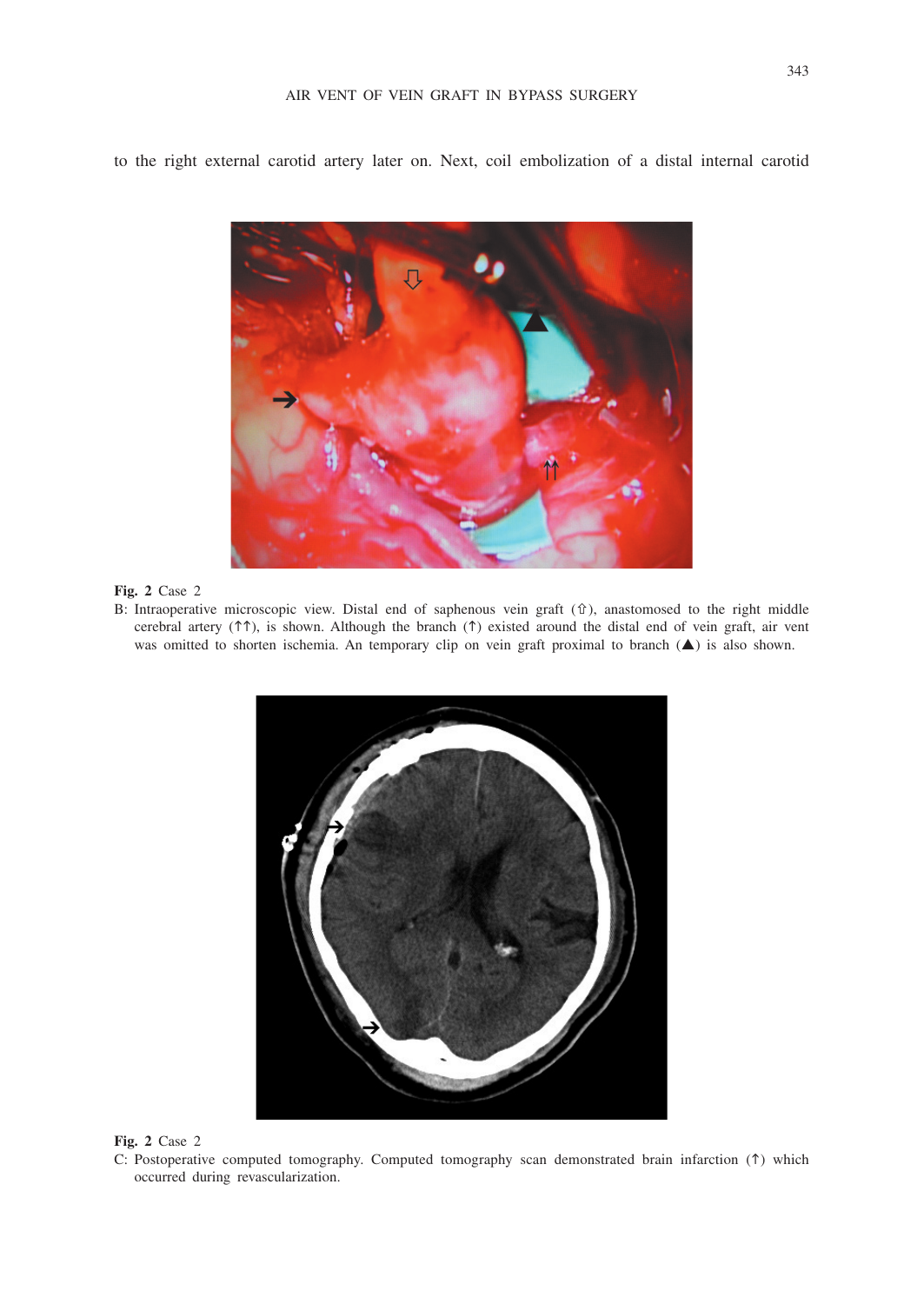to the right external carotid artery later on. Next, coil embolization of a distal internal carotid

**Fig. 2** Case 2

B: Intraoperative microscopic view. Distal end of saphenous vein graft (⇧), anastomosed to the right middle cerebral artery (↑↑), is shown. Although the branch (↑) existed around the distal end of vein graft, air vent was omitted to shorten ischemia. An temporary clip on vein graft proximal to branch (▲) is also shown.

**Fig. 2** Case 2

C: Postoperative computed tomography. Computed tomography scan demonstrated brain infarction (↑) which occurred during revascularization.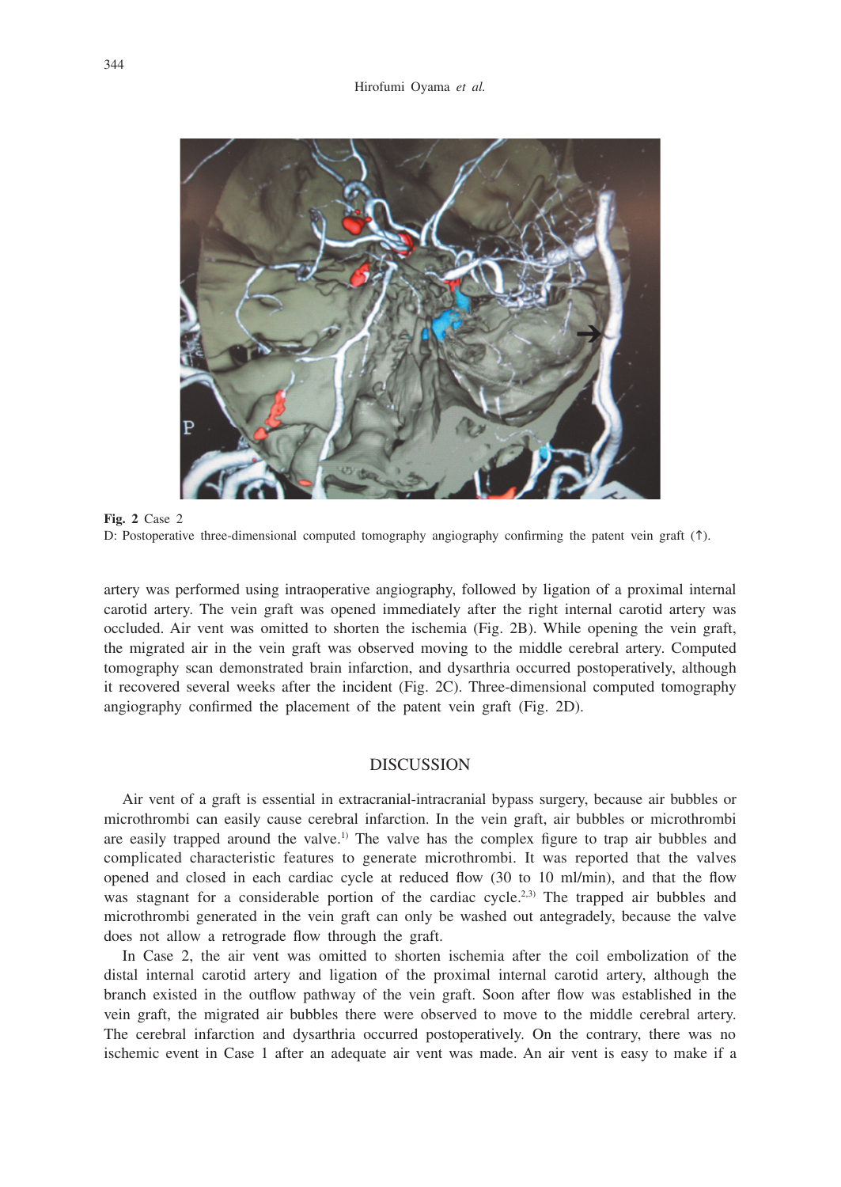**Fig. 2** Case 2
D: Postoperative three-dimensional computed tomography angiography confirming the patent vein graft (↑).

artery was performed using intraoperative angiography, followed by ligation of a proximal internal carotid artery. The vein graft was opened immediately after the right internal carotid artery was occluded. Air vent was omitted to shorten the ischemia (Fig. 2B). While opening the vein graft, the migrated air in the vein graft was observed moving to the middle cerebral artery. Computed tomography scan demonstrated brain infarction, and dysarthria occurred postoperatively, although it recovered several weeks after the incident (Fig. 2C). Three-dimensional computed tomography angiography confirmed the placement of the patent vein graft (Fig. 2D).

## DISCUSSION

Air vent of a graft is essential in extracranial-intracranial bypass surgery, because air bubbles or microthrombi can easily cause cerebral infarction. In the vein graft, air bubbles or microthrombi are easily trapped around the valve.[1] The valve has the complex figure to trap air bubbles and complicated characteristic features to generate microthrombi. It was reported that the valves opened and closed in each cardiac cycle at reduced flow (30 to 10 ml/min), and that the flow was stagnant for a considerable portion of the cardiac cycle.[2,3] The trapped air bubbles and microthrombi generated in the vein graft can only be washed out antegradely, because the valve does not allow a retrograde flow through the graft.

In Case 2, the air vent was omitted to shorten ischemia after the coil embolization of the distal internal carotid artery and ligation of the proximal internal carotid artery, although the branch existed in the outflow pathway of the vein graft. Soon after flow was established in the vein graft, the migrated air bubbles there were observed to move to the middle cerebral artery. The cerebral infarction and dysarthria occurred postoperatively. On the contrary, there was no ischemic event in Case 1 after an adequate air vent was made. An air vent is easy to make if a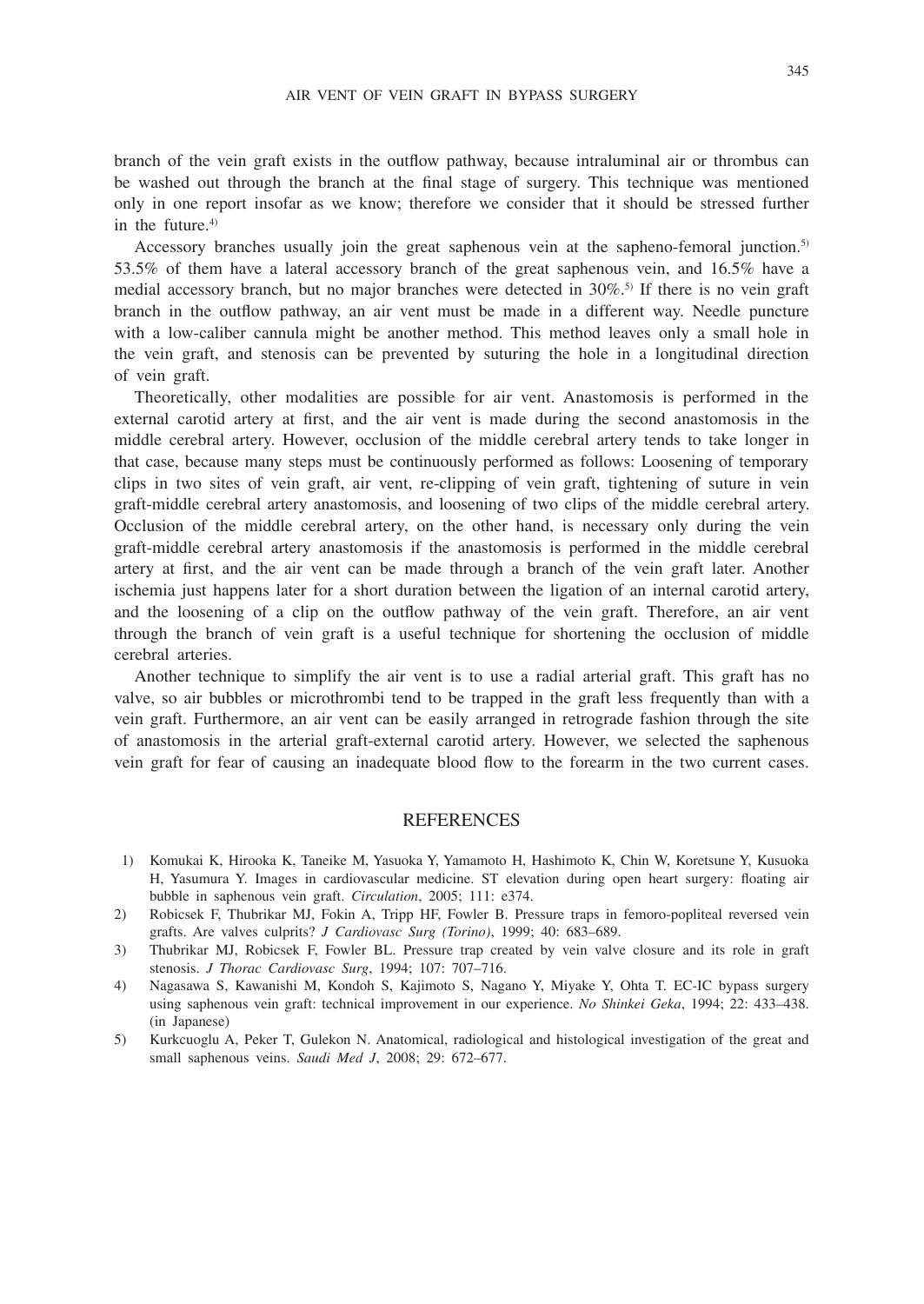branch of the vein graft exists in the outflow pathway, because intraluminal air or thrombus can be washed out through the branch at the final stage of surgery. This technique was mentioned only in one report insofar as we know; therefore we consider that it should be stressed further in the future.[4)]

Accessory branches usually join the great saphenous vein at the sapheno-femoral junction.[5)] 53.5% of them have a lateral accessory branch of the great saphenous vein, and 16.5% have a medial accessory branch, but no major branches were detected in 30%.[5)] If there is no vein graft branch in the outflow pathway, an air vent must be made in a different way. Needle puncture with a low-caliber cannula might be another method. This method leaves only a small hole in the vein graft, and stenosis can be prevented by suturing the hole in a longitudinal direction of vein graft.

Theoretically, other modalities are possible for air vent. Anastomosis is performed in the external carotid artery at first, and the air vent is made during the second anastomosis in the middle cerebral artery. However, occlusion of the middle cerebral artery tends to take longer in that case, because many steps must be continuously performed as follows: Loosening of temporary clips in two sites of vein graft, air vent, re-clipping of vein graft, tightening of suture in vein graft-middle cerebral artery anastomosis, and loosening of two clips of the middle cerebral artery. Occlusion of the middle cerebral artery, on the other hand, is necessary only during the vein graft-middle cerebral artery anastomosis if the anastomosis is performed in the middle cerebral artery at first, and the air vent can be made through a branch of the vein graft later. Another ischemia just happens later for a short duration between the ligation of an internal carotid artery, and the loosening of a clip on the outflow pathway of the vein graft. Therefore, an air vent through the branch of vein graft is a useful technique for shortening the occlusion of middle cerebral arteries.

Another technique to simplify the air vent is to use a radial arterial graft. This graft has no valve, so air bubbles or microthrombi tend to be trapped in the graft less frequently than with a vein graft. Furthermore, an air vent can be easily arranged in retrograde fashion through the site of anastomosis in the arterial graft-external carotid artery. However, we selected the saphenous vein graft for fear of causing an inadequate blood flow to the forearm in the two current cases.

## REFERENCES

1) Komukai K, Hirooka K, Taneike M, Yasuoka Y, Yamamoto H, Hashimoto K, Chin W, Koretsune Y, Kusuoka H, Yasumura Y. Images in cardiovascular medicine. ST elevation during open heart surgery: floating air bubble in saphenous vein graft. *Circulation*, 2005; 111: e374.
2) Robicsek F, Thubrikar MJ, Fokin A, Tripp HF, Fowler B. Pressure traps in femoro-popliteal reversed vein grafts. Are valves culprits? *J Cardiovasc Surg (Torino)*, 1999; 40: 683–689.
3) Thubrikar MJ, Robicsek F, Fowler BL. Pressure trap created by vein valve closure and its role in graft stenosis. *J Thorac Cardiovasc Surg*, 1994; 107: 707–716.
4) Nagasawa S, Kawanishi M, Kondoh S, Kajimoto S, Nagano Y, Miyake Y, Ohta T. EC-IC bypass surgery using saphenous vein graft: technical improvement in our experience. *No Shinkei Geka*, 1994; 22: 433–438. (in Japanese)
5) Kurkcuoglu A, Peker T, Gulekon N. Anatomical, radiological and histological investigation of the great and small saphenous veins. *Saudi Med J*, 2008; 29: 672–677.